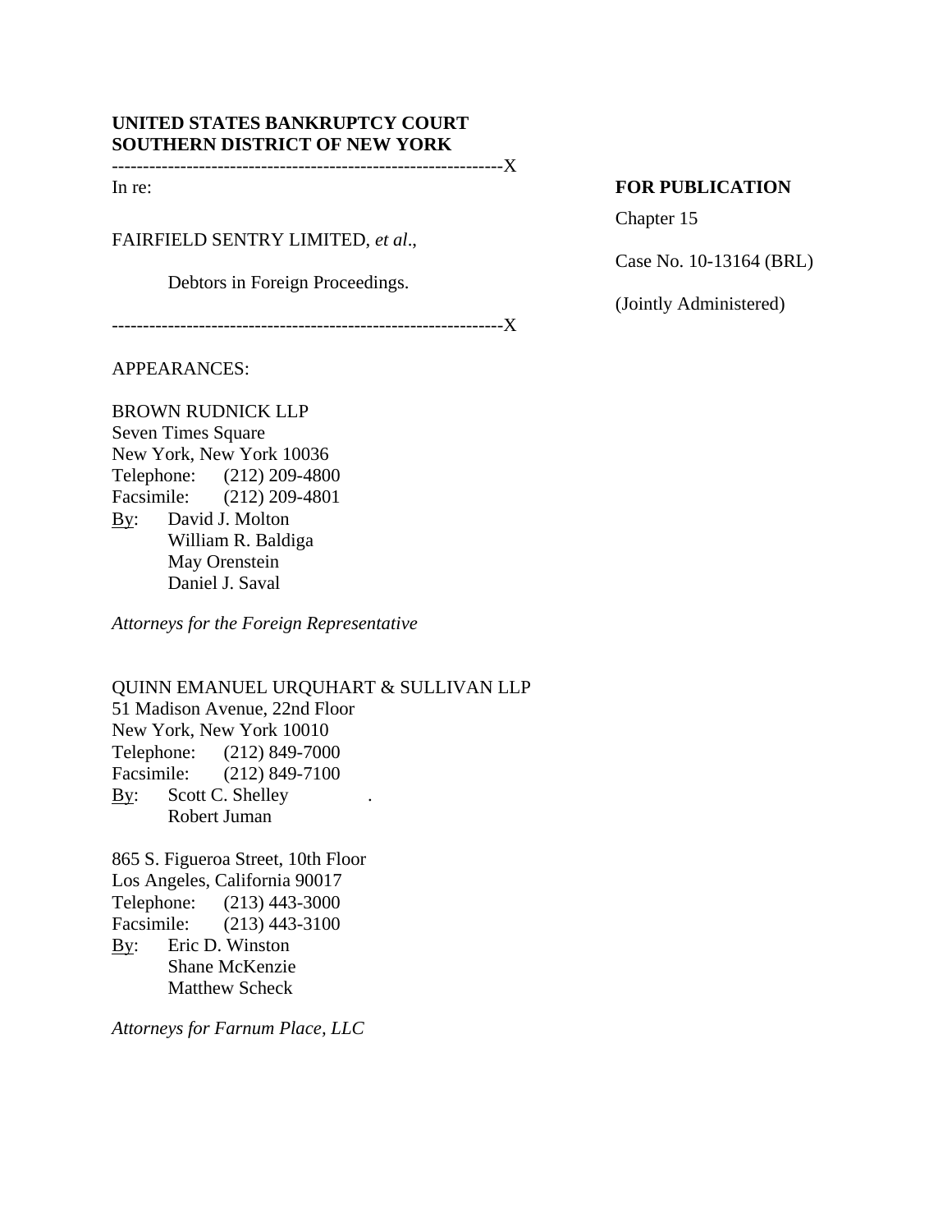**UNITED STATES BANKRUPTCY COURT**
**SOUTHERN DISTRICT OF NEW YORK**

---------------------------------------------------------------X

In re:

FAIRFIELD SENTRY LIMITED, *et al*.,

Debtors in Foreign Proceedings.

---------------------------------------------------------------X

**FOR PUBLICATION**

Chapter 15

Case No. 10-13164 (BRL)

(Jointly Administered)

APPEARANCES:

BROWN RUDNICK LLP
Seven Times Square
New York, New York 10036
Telephone: (212) 209-4800
Facsimile: (212) 209-4801
By: David J. Molton
William R. Baldiga
May Orenstein
Daniel J. Saval

*Attorneys for the Foreign Representative*

QUINN EMANUEL URQUHART & SULLIVAN LLP
51 Madison Avenue, 22nd Floor
New York, New York 10010
Telephone: (212) 849-7000
Facsimile: (212) 849-7100
By: Scott C. Shelley
Robert Juman

865 S. Figueroa Street, 10th Floor
Los Angeles, California 90017
Telephone: (213) 443-3000
Facsimile: (213) 443-3100
By: Eric D. Winston
Shane McKenzie
Matthew Scheck

*Attorneys for Farnum Place, LLC*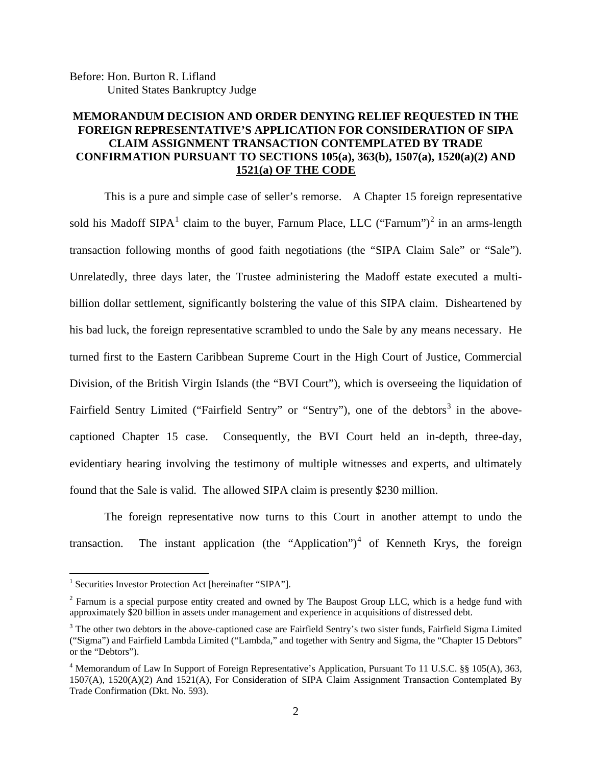Before: Hon. Burton R. Lifland
United States Bankruptcy Judge

**MEMORANDUM DECISION AND ORDER DENYING RELIEF REQUESTED IN THE FOREIGN REPRESENTATIVE'S APPLICATION FOR CONSIDERATION OF SIPA CLAIM ASSIGNMENT TRANSACTION CONTEMPLATED BY TRADE CONFIRMATION PURSUANT TO SECTIONS 105(a), 363(b), 1507(a), 1520(a)(2) AND 1521(a) OF THE CODE**

This is a pure and simple case of seller's remorse. A Chapter 15 foreign representative sold his Madoff SIPA[1] claim to the buyer, Farnum Place, LLC ("Farnum")[2] in an arms-length transaction following months of good faith negotiations (the "SIPA Claim Sale" or "Sale"). Unrelatedly, three days later, the Trustee administering the Madoff estate executed a multi-billion dollar settlement, significantly bolstering the value of this SIPA claim. Disheartened by his bad luck, the foreign representative scrambled to undo the Sale by any means necessary. He turned first to the Eastern Caribbean Supreme Court in the High Court of Justice, Commercial Division, of the British Virgin Islands (the "BVI Court"), which is overseeing the liquidation of Fairfield Sentry Limited ("Fairfield Sentry" or "Sentry"), one of the debtors[3] in the above-captioned Chapter 15 case. Consequently, the BVI Court held an in-depth, three-day, evidentiary hearing involving the testimony of multiple witnesses and experts, and ultimately found that the Sale is valid. The allowed SIPA claim is presently $230 million.

The foreign representative now turns to this Court in another attempt to undo the transaction. The instant application (the "Application")[4] of Kenneth Krys, the foreign

[1] Securities Investor Protection Act [hereinafter "SIPA"].

[2] Farnum is a special purpose entity created and owned by The Baupost Group LLC, which is a hedge fund with approximately $20 billion in assets under management and experience in acquisitions of distressed debt.

[3] The other two debtors in the above-captioned case are Fairfield Sentry's two sister funds, Fairfield Sigma Limited ("Sigma") and Fairfield Lambda Limited ("Lambda," and together with Sentry and Sigma, the "Chapter 15 Debtors" or the "Debtors").

[4] Memorandum of Law In Support of Foreign Representative's Application, Pursuant To 11 U.S.C. §§ 105(A), 363, 1507(A), 1520(A)(2) And 1521(A), For Consideration of SIPA Claim Assignment Transaction Contemplated By Trade Confirmation (Dkt. No. 593).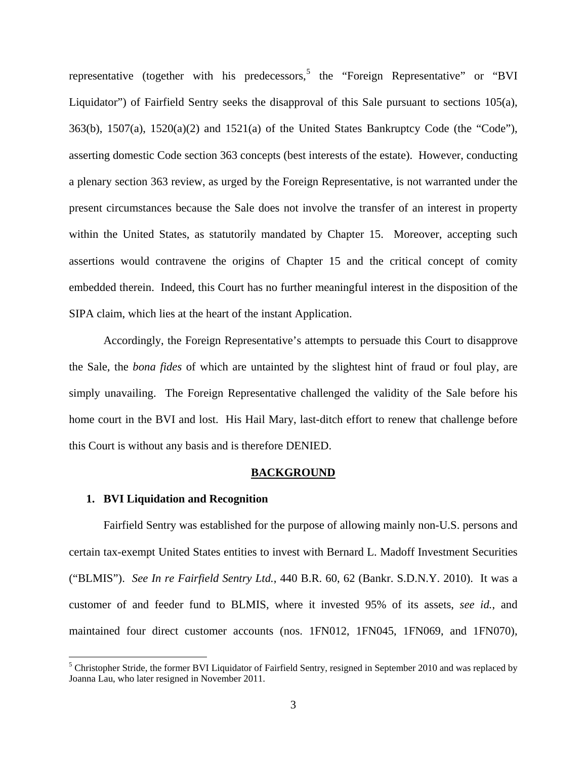representative (together with his predecessors,[5] the "Foreign Representative" or "BVI Liquidator") of Fairfield Sentry seeks the disapproval of this Sale pursuant to sections 105(a), 363(b), 1507(a), 1520(a)(2) and 1521(a) of the United States Bankruptcy Code (the "Code"), asserting domestic Code section 363 concepts (best interests of the estate). However, conducting a plenary section 363 review, as urged by the Foreign Representative, is not warranted under the present circumstances because the Sale does not involve the transfer of an interest in property within the United States, as statutorily mandated by Chapter 15. Moreover, accepting such assertions would contravene the origins of Chapter 15 and the critical concept of comity embedded therein. Indeed, this Court has no further meaningful interest in the disposition of the SIPA claim, which lies at the heart of the instant Application.

Accordingly, the Foreign Representative's attempts to persuade this Court to disapprove the Sale, the *bona fides* of which are untainted by the slightest hint of fraud or foul play, are simply unavailing. The Foreign Representative challenged the validity of the Sale before his home court in the BVI and lost. His Hail Mary, last-ditch effort to renew that challenge before this Court is without any basis and is therefore DENIED.

## BACKGROUND

### 1. BVI Liquidation and Recognition

Fairfield Sentry was established for the purpose of allowing mainly non-U.S. persons and certain tax-exempt United States entities to invest with Bernard L. Madoff Investment Securities ("BLMIS"). *See In re Fairfield Sentry Ltd.*, 440 B.R. 60, 62 (Bankr. S.D.N.Y. 2010). It was a customer of and feeder fund to BLMIS, where it invested 95% of its assets, *see id.*, and maintained four direct customer accounts (nos. 1FN012, 1FN045, 1FN069, and 1FN070),

[5] Christopher Stride, the former BVI Liquidator of Fairfield Sentry, resigned in September 2010 and was replaced by Joanna Lau, who later resigned in November 2011.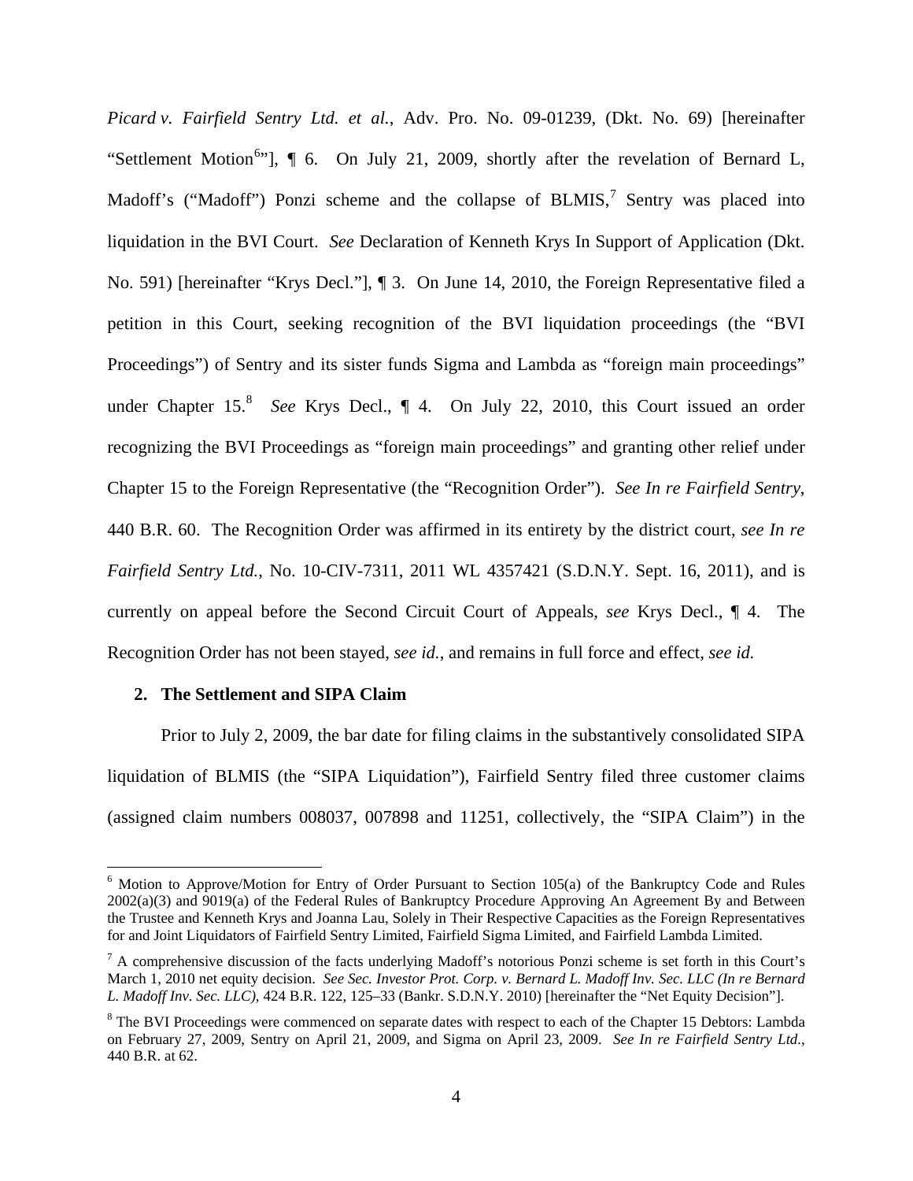*Picard v. Fairfield Sentry Ltd. et al.*, Adv. Pro. No. 09-01239, (Dkt. No. 69) [hereinafter "Settlement Motion[6]"], ¶ 6. On July 21, 2009, shortly after the revelation of Bernard L, Madoff's ("Madoff") Ponzi scheme and the collapse of BLMIS,[7] Sentry was placed into liquidation in the BVI Court. *See* Declaration of Kenneth Krys In Support of Application (Dkt. No. 591) [hereinafter "Krys Decl."], ¶ 3. On June 14, 2010, the Foreign Representative filed a petition in this Court, seeking recognition of the BVI liquidation proceedings (the "BVI Proceedings") of Sentry and its sister funds Sigma and Lambda as "foreign main proceedings" under Chapter 15.[8] *See* Krys Decl., ¶ 4. On July 22, 2010, this Court issued an order recognizing the BVI Proceedings as "foreign main proceedings" and granting other relief under Chapter 15 to the Foreign Representative (the "Recognition Order"). *See In re Fairfield Sentry*, 440 B.R. 60. The Recognition Order was affirmed in its entirety by the district court, *see In re Fairfield Sentry Ltd.*, No. 10-CIV-7311, 2011 WL 4357421 (S.D.N.Y. Sept. 16, 2011), and is currently on appeal before the Second Circuit Court of Appeals, *see* Krys Decl., ¶ 4. The Recognition Order has not been stayed, *see id.*, and remains in full force and effect, *see id.*

**2. The Settlement and SIPA Claim**

Prior to July 2, 2009, the bar date for filing claims in the substantively consolidated SIPA liquidation of BLMIS (the "SIPA Liquidation"), Fairfield Sentry filed three customer claims (assigned claim numbers 008037, 007898 and 11251, collectively, the "SIPA Claim") in the

---

[6] Motion to Approve/Motion for Entry of Order Pursuant to Section 105(a) of the Bankruptcy Code and Rules 2002(a)(3) and 9019(a) of the Federal Rules of Bankruptcy Procedure Approving An Agreement By and Between the Trustee and Kenneth Krys and Joanna Lau, Solely in Their Respective Capacities as the Foreign Representatives for and Joint Liquidators of Fairfield Sentry Limited, Fairfield Sigma Limited, and Fairfield Lambda Limited.

[7] A comprehensive discussion of the facts underlying Madoff's notorious Ponzi scheme is set forth in this Court's March 1, 2010 net equity decision. *See Sec. Investor Prot. Corp. v. Bernard L. Madoff Inv. Sec. LLC (In re Bernard L. Madoff Inv. Sec. LLC)*, 424 B.R. 122, 125–33 (Bankr. S.D.N.Y. 2010) [hereinafter the "Net Equity Decision"].

[8] The BVI Proceedings were commenced on separate dates with respect to each of the Chapter 15 Debtors: Lambda on February 27, 2009, Sentry on April 21, 2009, and Sigma on April 23, 2009. *See In re Fairfield Sentry Ltd.*, 440 B.R. at 62.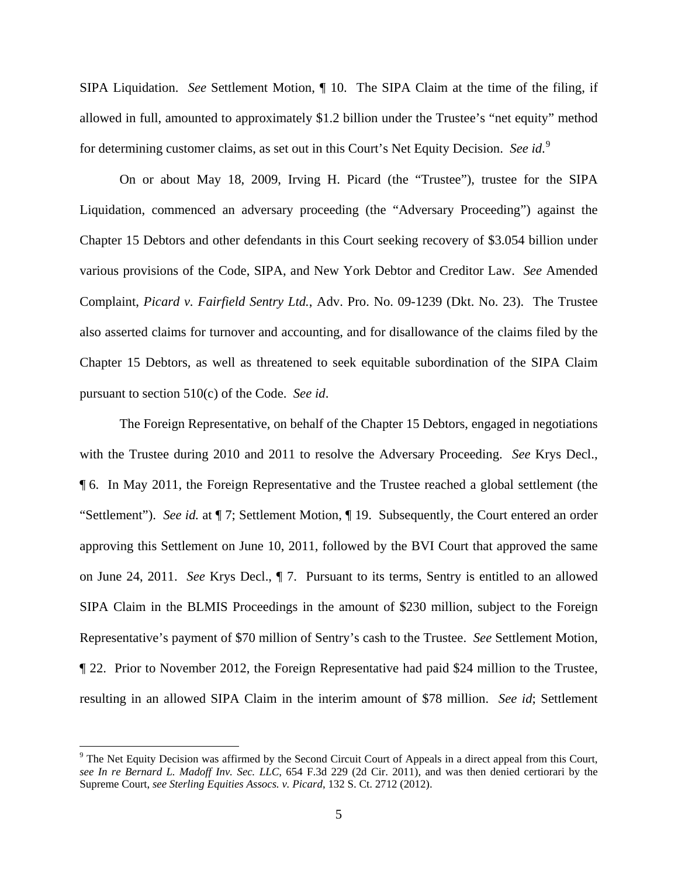SIPA Liquidation. *See* Settlement Motion, ¶ 10. The SIPA Claim at the time of the filing, if allowed in full, amounted to approximately $1.2 billion under the Trustee's "net equity" method for determining customer claims, as set out in this Court's Net Equity Decision. *See id.*[9]

On or about May 18, 2009, Irving H. Picard (the "Trustee"), trustee for the SIPA Liquidation, commenced an adversary proceeding (the "Adversary Proceeding") against the Chapter 15 Debtors and other defendants in this Court seeking recovery of $3.054 billion under various provisions of the Code, SIPA, and New York Debtor and Creditor Law. *See* Amended Complaint, *Picard v. Fairfield Sentry Ltd.*, Adv. Pro. No. 09-1239 (Dkt. No. 23). The Trustee also asserted claims for turnover and accounting, and for disallowance of the claims filed by the Chapter 15 Debtors, as well as threatened to seek equitable subordination of the SIPA Claim pursuant to section 510(c) of the Code. *See id*.

The Foreign Representative, on behalf of the Chapter 15 Debtors, engaged in negotiations with the Trustee during 2010 and 2011 to resolve the Adversary Proceeding. *See* Krys Decl., ¶ 6. In May 2011, the Foreign Representative and the Trustee reached a global settlement (the "Settlement"). *See id.* at ¶ 7; Settlement Motion, ¶ 19. Subsequently, the Court entered an order approving this Settlement on June 10, 2011, followed by the BVI Court that approved the same on June 24, 2011. *See* Krys Decl., ¶ 7. Pursuant to its terms, Sentry is entitled to an allowed SIPA Claim in the BLMIS Proceedings in the amount of $230 million, subject to the Foreign Representative's payment of $70 million of Sentry's cash to the Trustee. *See* Settlement Motion, ¶ 22. Prior to November 2012, the Foreign Representative had paid $24 million to the Trustee, resulting in an allowed SIPA Claim in the interim amount of $78 million. *See id*; Settlement

[9] The Net Equity Decision was affirmed by the Second Circuit Court of Appeals in a direct appeal from this Court, *see In re Bernard L. Madoff Inv. Sec. LLC*, 654 F.3d 229 (2d Cir. 2011), and was then denied certiorari by the Supreme Court, *see Sterling Equities Assocs. v. Picard*, 132 S. Ct. 2712 (2012).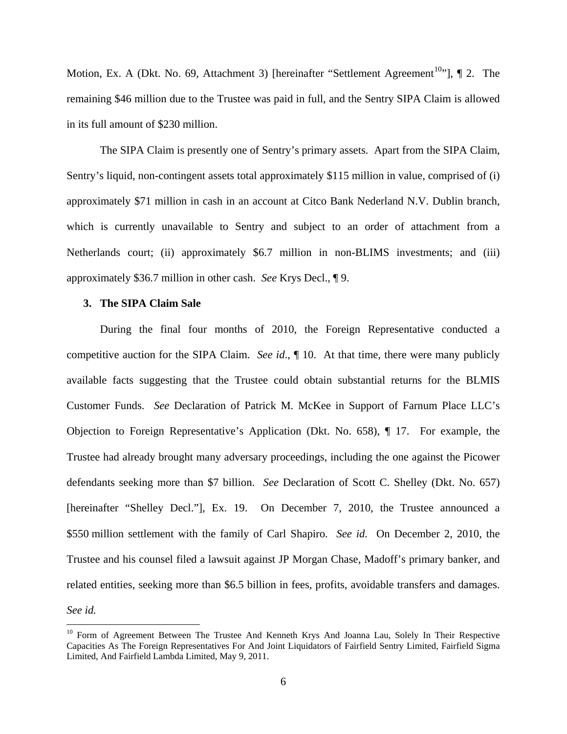Motion, Ex. A (Dkt. No. 69, Attachment 3) [hereinafter "Settlement Agreement[10]"], ¶ 2. The remaining $46 million due to the Trustee was paid in full, and the Sentry SIPA Claim is allowed in its full amount of $230 million.

The SIPA Claim is presently one of Sentry's primary assets. Apart from the SIPA Claim, Sentry's liquid, non-contingent assets total approximately $115 million in value, comprised of (i) approximately $71 million in cash in an account at Citco Bank Nederland N.V. Dublin branch, which is currently unavailable to Sentry and subject to an order of attachment from a Netherlands court; (ii) approximately $6.7 million in non-BLIMS investments; and (iii) approximately $36.7 million in other cash. *See* Krys Decl., ¶ 9.

### 3. The SIPA Claim Sale

During the final four months of 2010, the Foreign Representative conducted a competitive auction for the SIPA Claim. *See id.*, ¶ 10. At that time, there were many publicly available facts suggesting that the Trustee could obtain substantial returns for the BLMIS Customer Funds. *See* Declaration of Patrick M. McKee in Support of Farnum Place LLC's Objection to Foreign Representative's Application (Dkt. No. 658), ¶ 17. For example, the Trustee had already brought many adversary proceedings, including the one against the Picower defendants seeking more than $7 billion. *See* Declaration of Scott C. Shelley (Dkt. No. 657) [hereinafter "Shelley Decl."], Ex. 19. On December 7, 2010, the Trustee announced a $550 million settlement with the family of Carl Shapiro. *See id.* On December 2, 2010, the Trustee and his counsel filed a lawsuit against JP Morgan Chase, Madoff's primary banker, and related entities, seeking more than $6.5 billion in fees, profits, avoidable transfers and damages. *See id.*

---

[10] Form of Agreement Between The Trustee And Kenneth Krys And Joanna Lau, Solely In Their Respective Capacities As The Foreign Representatives For And Joint Liquidators of Fairfield Sentry Limited, Fairfield Sigma Limited, And Fairfield Lambda Limited, May 9, 2011.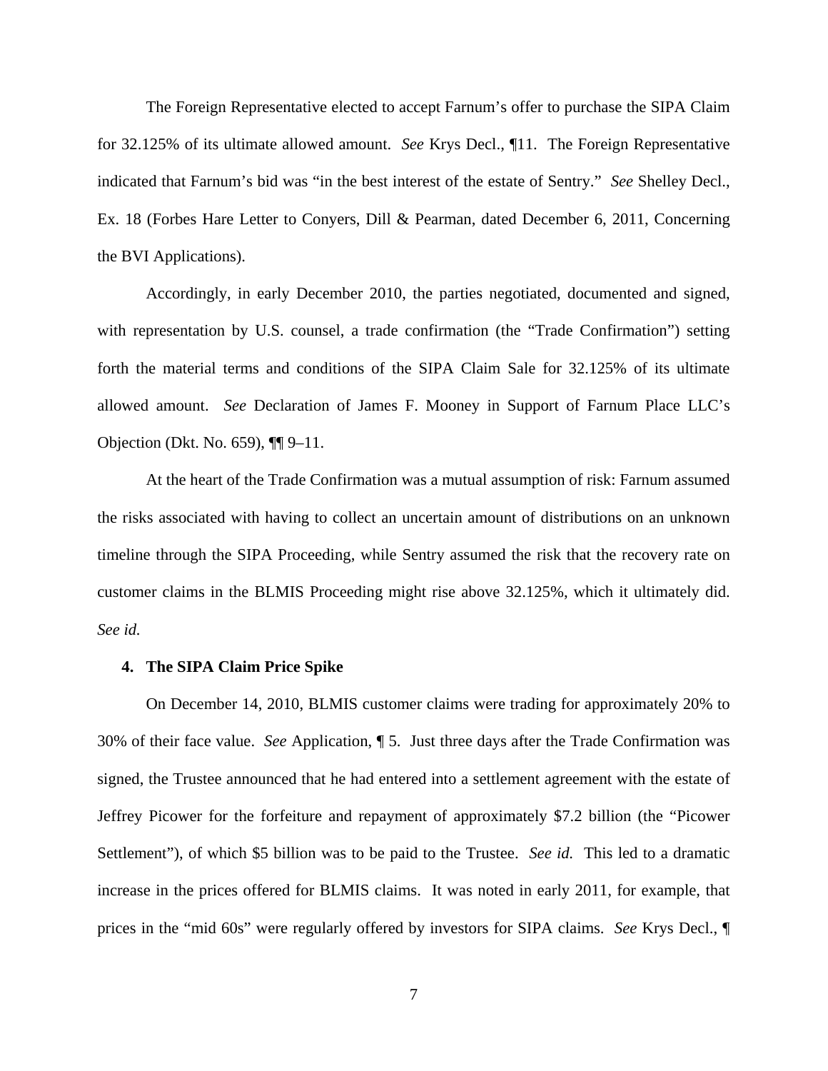The Foreign Representative elected to accept Farnum's offer to purchase the SIPA Claim for 32.125% of its ultimate allowed amount. *See* Krys Decl., ¶11. The Foreign Representative indicated that Farnum's bid was "in the best interest of the estate of Sentry." *See* Shelley Decl., Ex. 18 (Forbes Hare Letter to Conyers, Dill & Pearman, dated December 6, 2011, Concerning the BVI Applications).

Accordingly, in early December 2010, the parties negotiated, documented and signed, with representation by U.S. counsel, a trade confirmation (the "Trade Confirmation") setting forth the material terms and conditions of the SIPA Claim Sale for 32.125% of its ultimate allowed amount. *See* Declaration of James F. Mooney in Support of Farnum Place LLC's Objection (Dkt. No. 659), ¶¶ 9–11.

At the heart of the Trade Confirmation was a mutual assumption of risk: Farnum assumed the risks associated with having to collect an uncertain amount of distributions on an unknown timeline through the SIPA Proceeding, while Sentry assumed the risk that the recovery rate on customer claims in the BLMIS Proceeding might rise above 32.125%, which it ultimately did. *See id.*

**4. The SIPA Claim Price Spike**

On December 14, 2010, BLMIS customer claims were trading for approximately 20% to 30% of their face value. *See* Application, ¶ 5. Just three days after the Trade Confirmation was signed, the Trustee announced that he had entered into a settlement agreement with the estate of Jeffrey Picower for the forfeiture and repayment of approximately $7.2 billion (the "Picower Settlement"), of which $5 billion was to be paid to the Trustee. *See id.* This led to a dramatic increase in the prices offered for BLMIS claims. It was noted in early 2011, for example, that prices in the "mid 60s" were regularly offered by investors for SIPA claims. *See* Krys Decl., ¶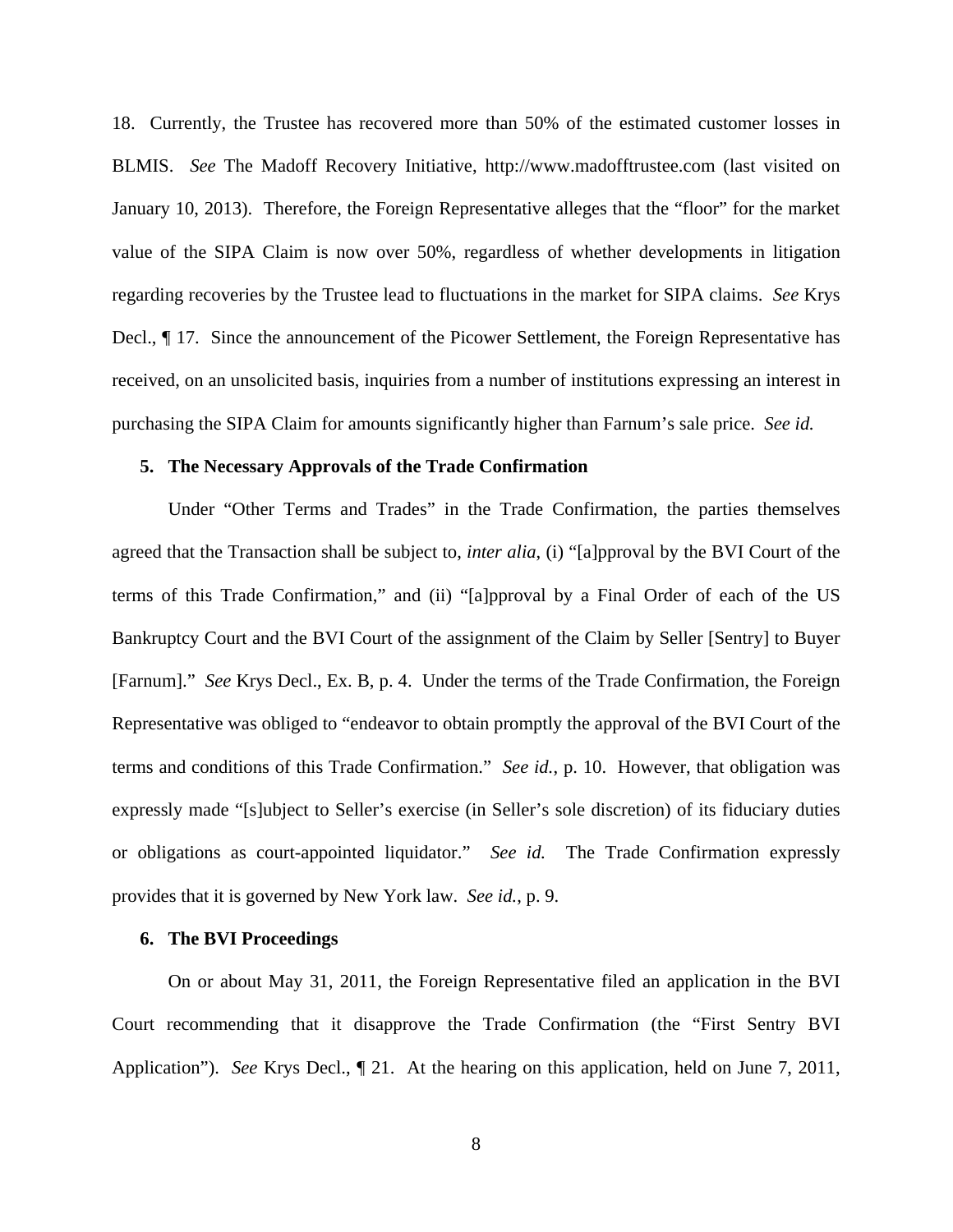18. Currently, the Trustee has recovered more than 50% of the estimated customer losses in BLMIS. *See* The Madoff Recovery Initiative, http://www.madofftrustee.com (last visited on January 10, 2013). Therefore, the Foreign Representative alleges that the "floor" for the market value of the SIPA Claim is now over 50%, regardless of whether developments in litigation regarding recoveries by the Trustee lead to fluctuations in the market for SIPA claims. *See* Krys Decl., ¶ 17. Since the announcement of the Picower Settlement, the Foreign Representative has received, on an unsolicited basis, inquiries from a number of institutions expressing an interest in purchasing the SIPA Claim for amounts significantly higher than Farnum's sale price. *See id.*

### 5. The Necessary Approvals of the Trade Confirmation

Under "Other Terms and Trades" in the Trade Confirmation, the parties themselves agreed that the Transaction shall be subject to, *inter alia*, (i) "[a]pproval by the BVI Court of the terms of this Trade Confirmation," and (ii) "[a]pproval by a Final Order of each of the US Bankruptcy Court and the BVI Court of the assignment of the Claim by Seller [Sentry] to Buyer [Farnum]." *See* Krys Decl., Ex. B, p. 4. Under the terms of the Trade Confirmation, the Foreign Representative was obliged to "endeavor to obtain promptly the approval of the BVI Court of the terms and conditions of this Trade Confirmation." *See id.*, p. 10. However, that obligation was expressly made "[s]ubject to Seller's exercise (in Seller's sole discretion) of its fiduciary duties or obligations as court-appointed liquidator." *See id.* The Trade Confirmation expressly provides that it is governed by New York law. *See id.*, p. 9.

### 6. The BVI Proceedings

On or about May 31, 2011, the Foreign Representative filed an application in the BVI Court recommending that it disapprove the Trade Confirmation (the "First Sentry BVI Application"). *See* Krys Decl., ¶ 21. At the hearing on this application, held on June 7, 2011,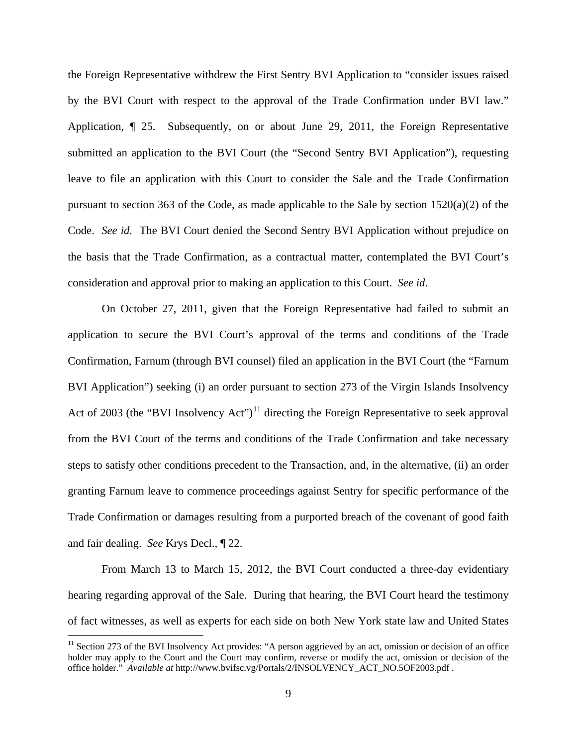the Foreign Representative withdrew the First Sentry BVI Application to "consider issues raised by the BVI Court with respect to the approval of the Trade Confirmation under BVI law." Application, ¶ 25. Subsequently, on or about June 29, 2011, the Foreign Representative submitted an application to the BVI Court (the "Second Sentry BVI Application"), requesting leave to file an application with this Court to consider the Sale and the Trade Confirmation pursuant to section 363 of the Code, as made applicable to the Sale by section 1520(a)(2) of the Code. *See id.* The BVI Court denied the Second Sentry BVI Application without prejudice on the basis that the Trade Confirmation, as a contractual matter, contemplated the BVI Court's consideration and approval prior to making an application to this Court. *See id*.

On October 27, 2011, given that the Foreign Representative had failed to submit an application to secure the BVI Court's approval of the terms and conditions of the Trade Confirmation, Farnum (through BVI counsel) filed an application in the BVI Court (the "Farnum BVI Application") seeking (i) an order pursuant to section 273 of the Virgin Islands Insolvency Act of 2003 (the "BVI Insolvency Act")[11] directing the Foreign Representative to seek approval from the BVI Court of the terms and conditions of the Trade Confirmation and take necessary steps to satisfy other conditions precedent to the Transaction, and, in the alternative, (ii) an order granting Farnum leave to commence proceedings against Sentry for specific performance of the Trade Confirmation or damages resulting from a purported breach of the covenant of good faith and fair dealing. *See* Krys Decl., ¶ 22.

From March 13 to March 15, 2012, the BVI Court conducted a three-day evidentiary hearing regarding approval of the Sale. During that hearing, the BVI Court heard the testimony of fact witnesses, as well as experts for each side on both New York state law and United States

---

[11] Section 273 of the BVI Insolvency Act provides: "A person aggrieved by an act, omission or decision of an office holder may apply to the Court and the Court may confirm, reverse or modify the act, omission or decision of the office holder." *Available at* http://www.bvifsc.vg/Portals/2/INSOLVENCY_ACT_NO.5OF2003.pdf .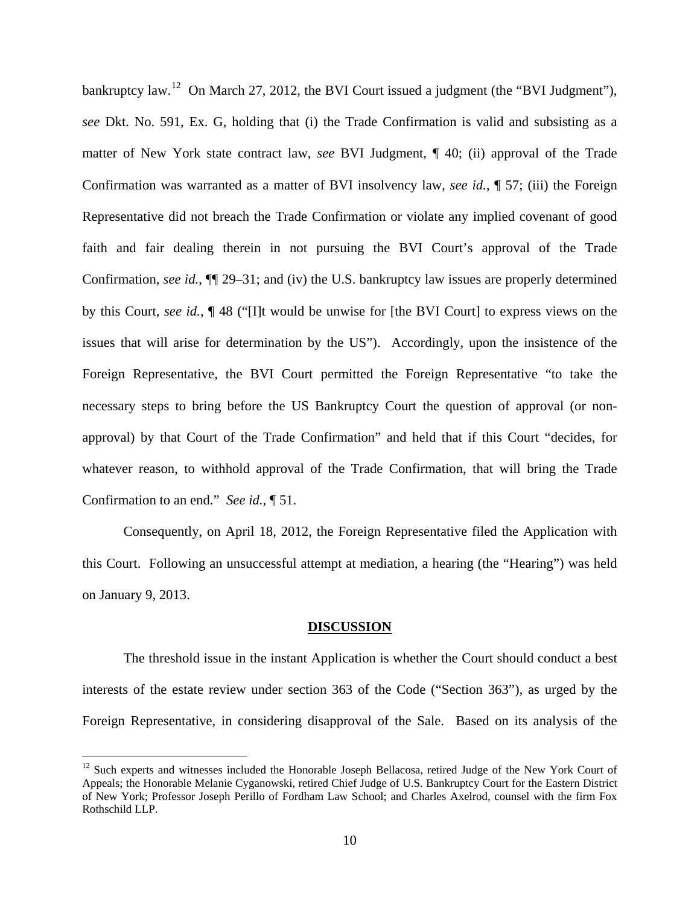bankruptcy law.[12] On March 27, 2012, the BVI Court issued a judgment (the "BVI Judgment"), *see* Dkt. No. 591, Ex. G, holding that (i) the Trade Confirmation is valid and subsisting as a matter of New York state contract law, *see* BVI Judgment, ¶ 40; (ii) approval of the Trade Confirmation was warranted as a matter of BVI insolvency law, *see id.*, ¶ 57; (iii) the Foreign Representative did not breach the Trade Confirmation or violate any implied covenant of good faith and fair dealing therein in not pursuing the BVI Court's approval of the Trade Confirmation, *see id.*, ¶¶ 29–31; and (iv) the U.S. bankruptcy law issues are properly determined by this Court, *see id.*, ¶ 48 ("[I]t would be unwise for [the BVI Court] to express views on the issues that will arise for determination by the US"). Accordingly, upon the insistence of the Foreign Representative, the BVI Court permitted the Foreign Representative "to take the necessary steps to bring before the US Bankruptcy Court the question of approval (or non-approval) by that Court of the Trade Confirmation" and held that if this Court "decides, for whatever reason, to withhold approval of the Trade Confirmation, that will bring the Trade Confirmation to an end." *See id.*, ¶ 51.

Consequently, on April 18, 2012, the Foreign Representative filed the Application with this Court. Following an unsuccessful attempt at mediation, a hearing (the "Hearing") was held on January 9, 2013.

## DISCUSSION

The threshold issue in the instant Application is whether the Court should conduct a best interests of the estate review under section 363 of the Code ("Section 363"), as urged by the Foreign Representative, in considering disapproval of the Sale. Based on its analysis of the

[12] Such experts and witnesses included the Honorable Joseph Bellacosa, retired Judge of the New York Court of Appeals; the Honorable Melanie Cyganowski, retired Chief Judge of U.S. Bankruptcy Court for the Eastern District of New York; Professor Joseph Perillo of Fordham Law School; and Charles Axelrod, counsel with the firm Fox Rothschild LLP.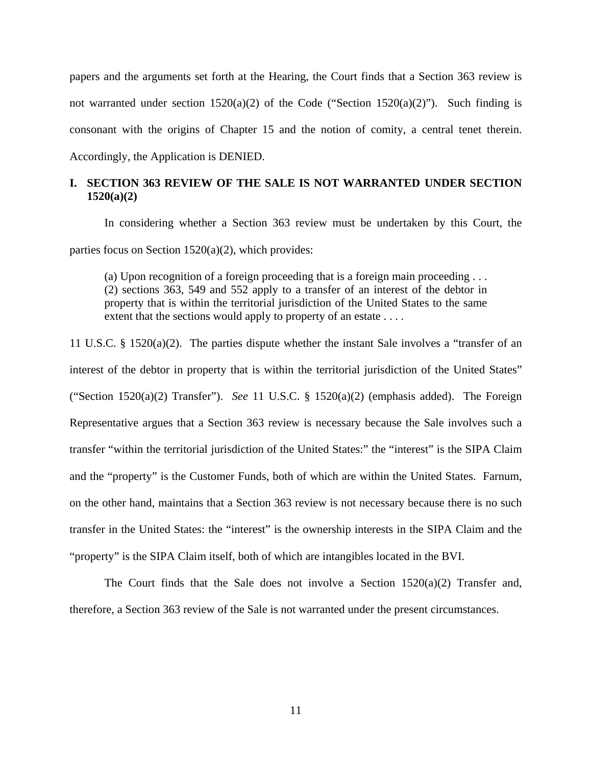papers and the arguments set forth at the Hearing, the Court finds that a Section 363 review is not warranted under section 1520(a)(2) of the Code ("Section 1520(a)(2)"). Such finding is consonant with the origins of Chapter 15 and the notion of comity, a central tenet therein. Accordingly, the Application is DENIED.

## I. SECTION 363 REVIEW OF THE SALE IS NOT WARRANTED UNDER SECTION 1520(a)(2)

In considering whether a Section 363 review must be undertaken by this Court, the parties focus on Section 1520(a)(2), which provides:

> (a) Upon recognition of a foreign proceeding that is a foreign main proceeding . . . (2) sections 363, 549 and 552 apply to a transfer of an interest of the debtor in property that is within the territorial jurisdiction of the United States to the same extent that the sections would apply to property of an estate . . . .

11 U.S.C. § 1520(a)(2). The parties dispute whether the instant Sale involves a "transfer of an interest of the debtor in property that is within the territorial jurisdiction of the United States" ("Section 1520(a)(2) Transfer"). *See* 11 U.S.C. § 1520(a)(2) (emphasis added). The Foreign Representative argues that a Section 363 review is necessary because the Sale involves such a transfer "within the territorial jurisdiction of the United States:" the "interest" is the SIPA Claim and the "property" is the Customer Funds, both of which are within the United States. Farnum, on the other hand, maintains that a Section 363 review is not necessary because there is no such transfer in the United States: the "interest" is the ownership interests in the SIPA Claim and the "property" is the SIPA Claim itself, both of which are intangibles located in the BVI.

The Court finds that the Sale does not involve a Section 1520(a)(2) Transfer and, therefore, a Section 363 review of the Sale is not warranted under the present circumstances.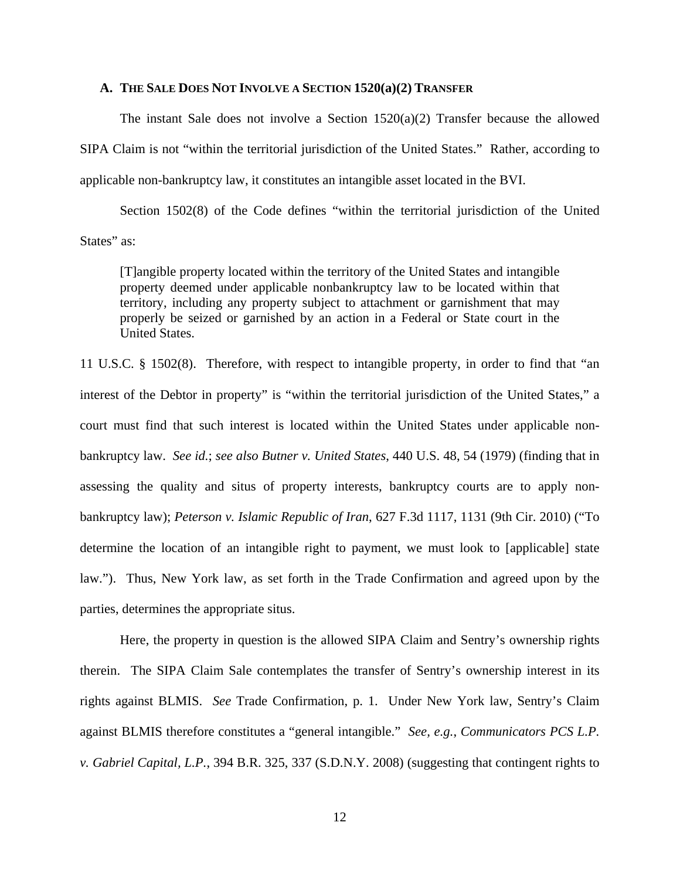### A. THE SALE DOES NOT INVOLVE A SECTION 1520(a)(2) TRANSFER

The instant Sale does not involve a Section 1520(a)(2) Transfer because the allowed SIPA Claim is not "within the territorial jurisdiction of the United States." Rather, according to applicable non-bankruptcy law, it constitutes an intangible asset located in the BVI.

Section 1502(8) of the Code defines "within the territorial jurisdiction of the United States" as:

> [T]angible property located within the territory of the United States and intangible property deemed under applicable nonbankruptcy law to be located within that territory, including any property subject to attachment or garnishment that may properly be seized or garnished by an action in a Federal or State court in the United States.

11 U.S.C. § 1502(8). Therefore, with respect to intangible property, in order to find that "an interest of the Debtor in property" is "within the territorial jurisdiction of the United States," a court must find that such interest is located within the United States under applicable non-bankruptcy law. *See id.*; *see also Butner v. United States*, 440 U.S. 48, 54 (1979) (finding that in assessing the quality and situs of property interests, bankruptcy courts are to apply non-bankruptcy law); *Peterson v. Islamic Republic of Iran*, 627 F.3d 1117, 1131 (9th Cir. 2010) ("To determine the location of an intangible right to payment, we must look to [applicable] state law."). Thus, New York law, as set forth in the Trade Confirmation and agreed upon by the parties, determines the appropriate situs.

Here, the property in question is the allowed SIPA Claim and Sentry's ownership rights therein. The SIPA Claim Sale contemplates the transfer of Sentry's ownership interest in its rights against BLMIS. *See* Trade Confirmation, p. 1. Under New York law, Sentry's Claim against BLMIS therefore constitutes a "general intangible." *See, e.g.*, *Communicators PCS L.P. v. Gabriel Capital, L.P.*, 394 B.R. 325, 337 (S.D.N.Y. 2008) (suggesting that contingent rights to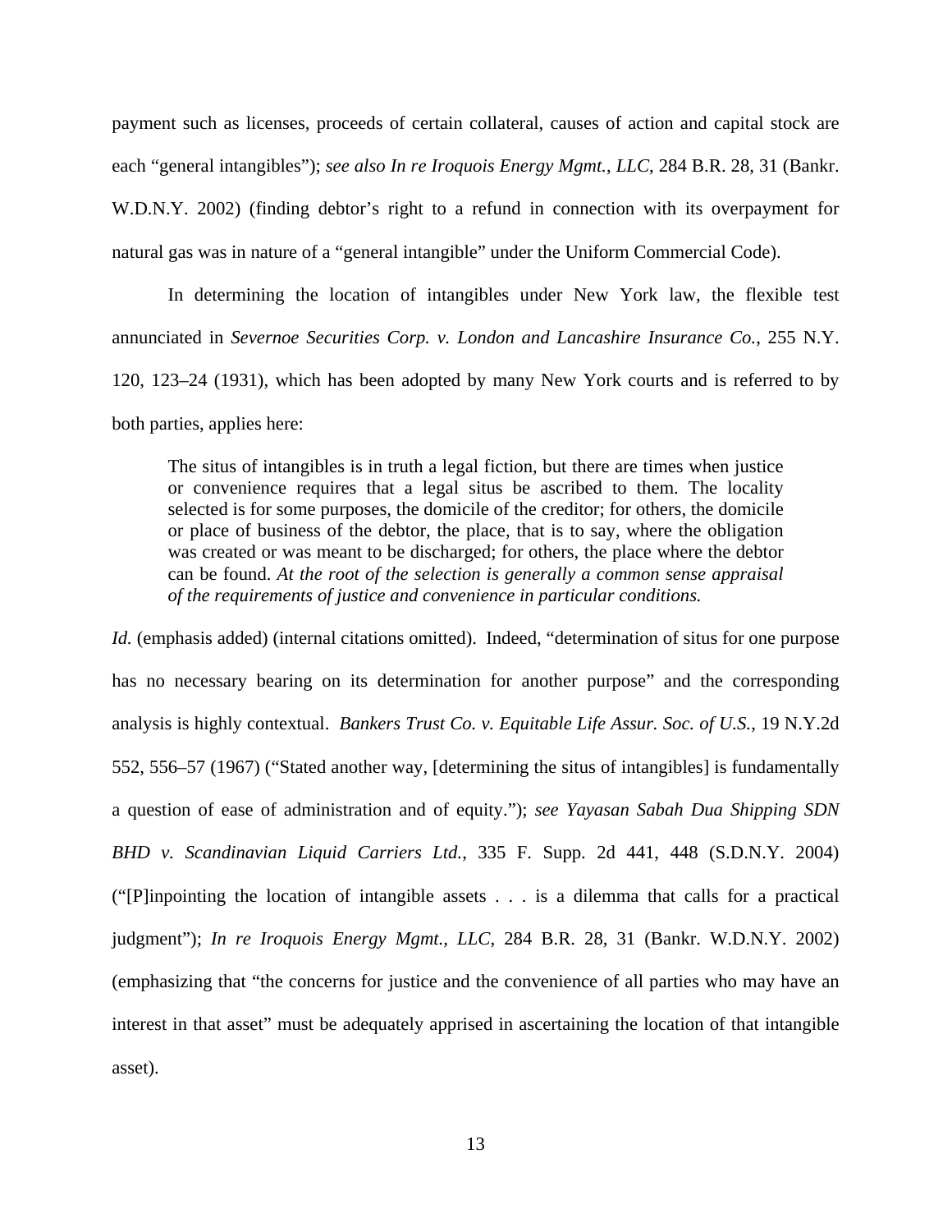payment such as licenses, proceeds of certain collateral, causes of action and capital stock are each "general intangibles"); *see also In re Iroquois Energy Mgmt., LLC*, 284 B.R. 28, 31 (Bankr. W.D.N.Y. 2002) (finding debtor's right to a refund in connection with its overpayment for natural gas was in nature of a "general intangible" under the Uniform Commercial Code).

In determining the location of intangibles under New York law, the flexible test annunciated in *Severnoe Securities Corp. v. London and Lancashire Insurance Co.*, 255 N.Y. 120, 123–24 (1931), which has been adopted by many New York courts and is referred to by both parties, applies here:

> The situs of intangibles is in truth a legal fiction, but there are times when justice or convenience requires that a legal situs be ascribed to them. The locality selected is for some purposes, the domicile of the creditor; for others, the domicile or place of business of the debtor, the place, that is to say, where the obligation was created or was meant to be discharged; for others, the place where the debtor can be found. *At the root of the selection is generally a common sense appraisal of the requirements of justice and convenience in particular conditions.*

*Id.* (emphasis added) (internal citations omitted). Indeed, "determination of situs for one purpose has no necessary bearing on its determination for another purpose" and the corresponding analysis is highly contextual. *Bankers Trust Co. v. Equitable Life Assur. Soc. of U.S.*, 19 N.Y.2d 552, 556–57 (1967) ("Stated another way, [determining the situs of intangibles] is fundamentally a question of ease of administration and of equity."); *see Yayasan Sabah Dua Shipping SDN BHD v. Scandinavian Liquid Carriers Ltd.*, 335 F. Supp. 2d 441, 448 (S.D.N.Y. 2004) ("[P]inpointing the location of intangible assets . . . is a dilemma that calls for a practical judgment"); *In re Iroquois Energy Mgmt., LLC*, 284 B.R. 28, 31 (Bankr. W.D.N.Y. 2002) (emphasizing that "the concerns for justice and the convenience of all parties who may have an interest in that asset" must be adequately apprised in ascertaining the location of that intangible asset).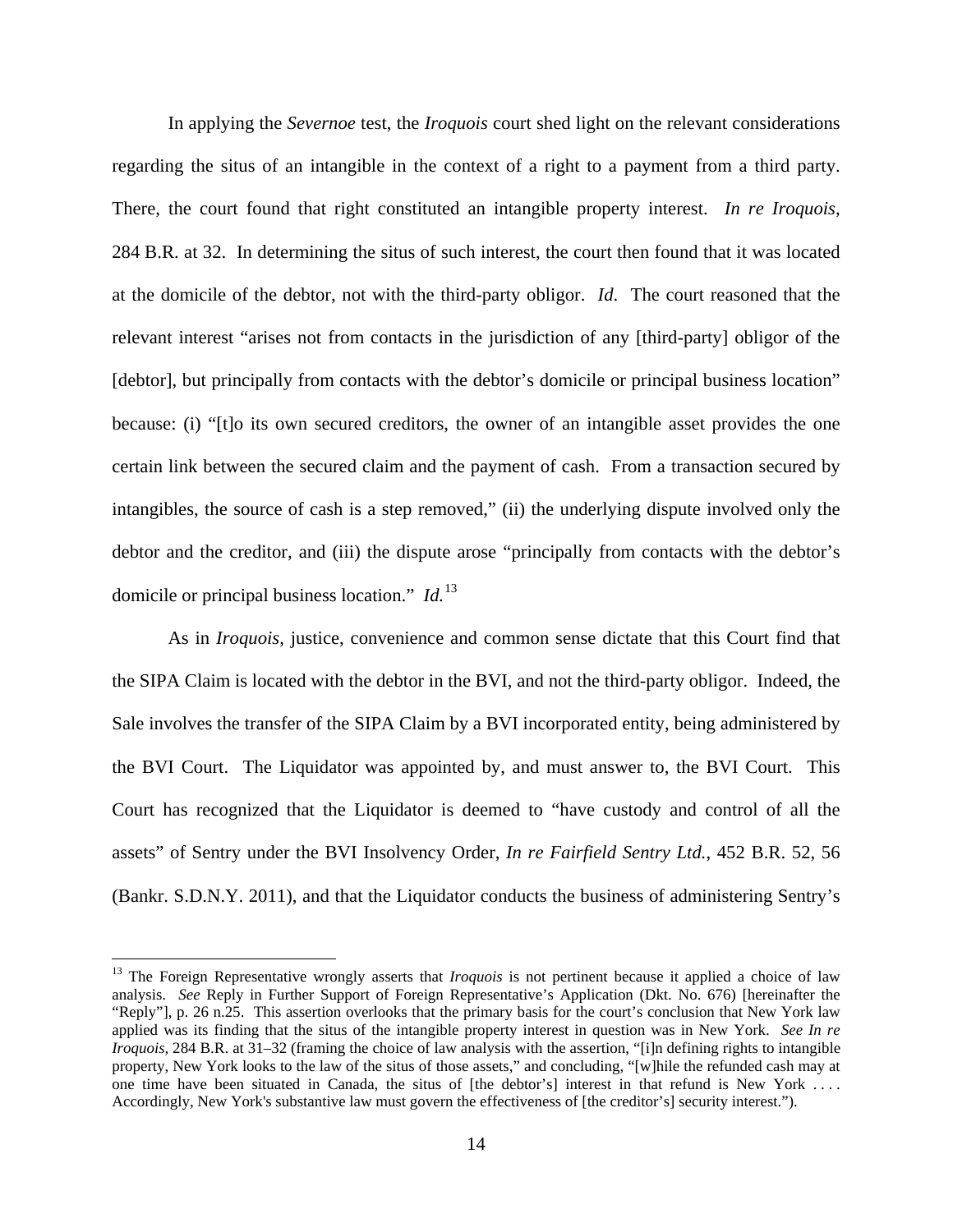In applying the *Severnoe* test, the *Iroquois* court shed light on the relevant considerations regarding the situs of an intangible in the context of a right to a payment from a third party. There, the court found that right constituted an intangible property interest. *In re Iroquois*, 284 B.R. at 32. In determining the situs of such interest, the court then found that it was located at the domicile of the debtor, not with the third-party obligor. *Id*. The court reasoned that the relevant interest "arises not from contacts in the jurisdiction of any [third-party] obligor of the [debtor], but principally from contacts with the debtor's domicile or principal business location" because: (i) "[t]o its own secured creditors, the owner of an intangible asset provides the one certain link between the secured claim and the payment of cash. From a transaction secured by intangibles, the source of cash is a step removed," (ii) the underlying dispute involved only the debtor and the creditor, and (iii) the dispute arose "principally from contacts with the debtor's domicile or principal business location." *Id.*[13]

As in *Iroquois*, justice, convenience and common sense dictate that this Court find that the SIPA Claim is located with the debtor in the BVI, and not the third-party obligor. Indeed, the Sale involves the transfer of the SIPA Claim by a BVI incorporated entity, being administered by the BVI Court. The Liquidator was appointed by, and must answer to, the BVI Court. This Court has recognized that the Liquidator is deemed to "have custody and control of all the assets" of Sentry under the BVI Insolvency Order, *In re Fairfield Sentry Ltd.*, 452 B.R. 52, 56 (Bankr. S.D.N.Y. 2011), and that the Liquidator conducts the business of administering Sentry's

---

[13] The Foreign Representative wrongly asserts that *Iroquois* is not pertinent because it applied a choice of law analysis. *See* Reply in Further Support of Foreign Representative's Application (Dkt. No. 676) [hereinafter the "Reply"], p. 26 n.25. This assertion overlooks that the primary basis for the court's conclusion that New York law applied was its finding that the situs of the intangible property interest in question was in New York. *See In re Iroquois*, 284 B.R. at 31–32 (framing the choice of law analysis with the assertion, "[i]n defining rights to intangible property, New York looks to the law of the situs of those assets," and concluding, "[w]hile the refunded cash may at one time have been situated in Canada, the situs of [the debtor's] interest in that refund is New York . . . . Accordingly, New York's substantive law must govern the effectiveness of [the creditor's] security interest.").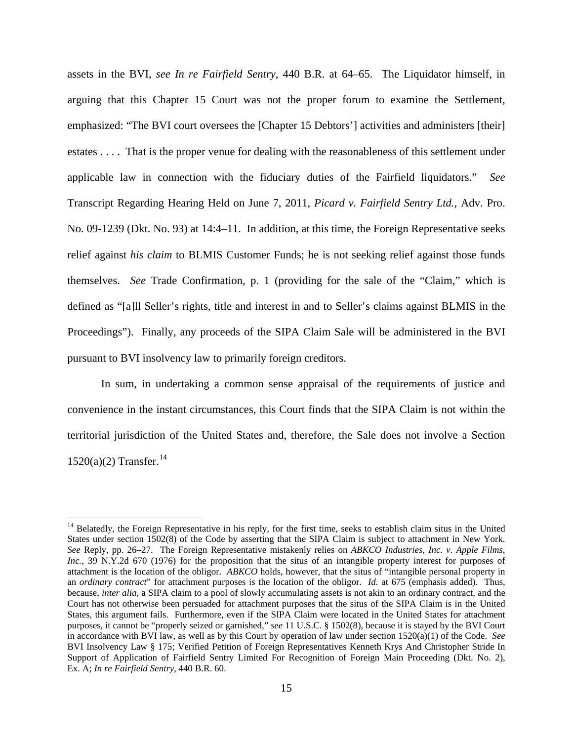assets in the BVI, *see In re Fairfield Sentry*, 440 B.R. at 64–65. The Liquidator himself, in arguing that this Chapter 15 Court was not the proper forum to examine the Settlement, emphasized: "The BVI court oversees the [Chapter 15 Debtors'] activities and administers [their] estates . . . . That is the proper venue for dealing with the reasonableness of this settlement under applicable law in connection with the fiduciary duties of the Fairfield liquidators." *See* Transcript Regarding Hearing Held on June 7, 2011, *Picard v. Fairfield Sentry Ltd.*, Adv. Pro. No. 09-1239 (Dkt. No. 93) at 14:4–11. In addition, at this time, the Foreign Representative seeks relief against *his claim* to BLMIS Customer Funds; he is not seeking relief against those funds themselves. *See* Trade Confirmation, p. 1 (providing for the sale of the "Claim," which is defined as "[a]ll Seller's rights, title and interest in and to Seller's claims against BLMIS in the Proceedings"). Finally, any proceeds of the SIPA Claim Sale will be administered in the BVI pursuant to BVI insolvency law to primarily foreign creditors.

In sum, in undertaking a common sense appraisal of the requirements of justice and convenience in the instant circumstances, this Court finds that the SIPA Claim is not within the territorial jurisdiction of the United States and, therefore, the Sale does not involve a Section 1520(a)(2) Transfer.[14]

---

[14] Belatedly, the Foreign Representative in his reply, for the first time, seeks to establish claim situs in the United States under section 1502(8) of the Code by asserting that the SIPA Claim is subject to attachment in New York. *See* Reply, pp. 26–27. The Foreign Representative mistakenly relies on *ABKCO Industries, Inc. v. Apple Films, Inc.*, 39 N.Y.2d 670 (1976) for the proposition that the situs of an intangible property interest for purposes of attachment is the location of the obligor. *ABKCO* holds, however, that the situs of "intangible personal property in an *ordinary contract*" for attachment purposes is the location of the obligor. *Id.* at 675 (emphasis added). Thus, because, *inter alia*, a SIPA claim to a pool of slowly accumulating assets is not akin to an ordinary contract, and the Court has not otherwise been persuaded for attachment purposes that the situs of the SIPA Claim is in the United States, this argument fails. Furthermore, even if the SIPA Claim were located in the United States for attachment purposes, it cannot be "properly seized or garnished," *see* 11 U.S.C. § 1502(8), because it is stayed by the BVI Court in accordance with BVI law, as well as by this Court by operation of law under section 1520(a)(1) of the Code. *See* BVI Insolvency Law § 175; Verified Petition of Foreign Representatives Kenneth Krys And Christopher Stride In Support of Application of Fairfield Sentry Limited For Recognition of Foreign Main Proceeding (Dkt. No. 2), Ex. A; *In re Fairfield Sentry*, 440 B.R. 60.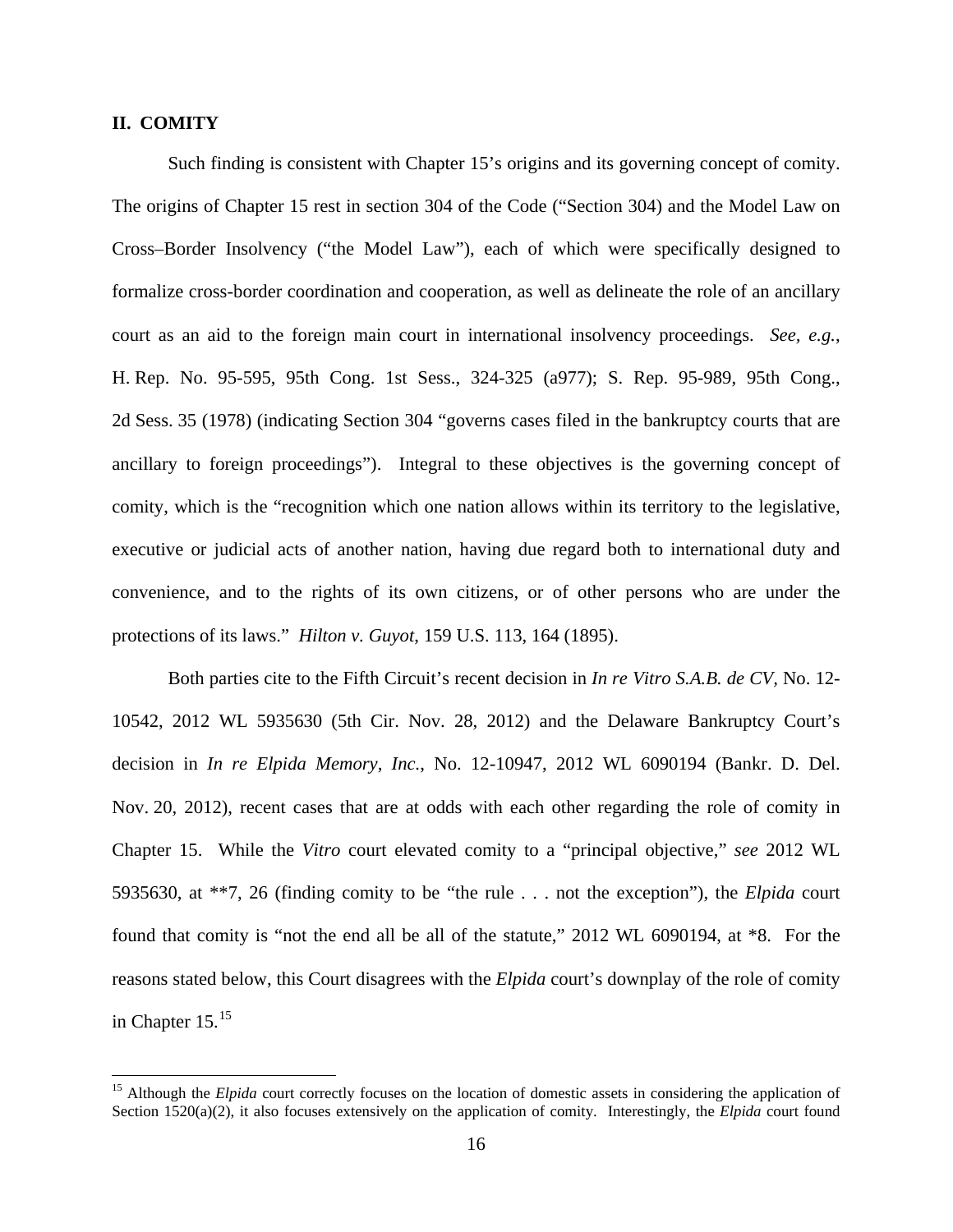## II. COMITY

Such finding is consistent with Chapter 15's origins and its governing concept of comity. The origins of Chapter 15 rest in section 304 of the Code ("Section 304) and the Model Law on Cross–Border Insolvency ("the Model Law"), each of which were specifically designed to formalize cross-border coordination and cooperation, as well as delineate the role of an ancillary court as an aid to the foreign main court in international insolvency proceedings. *See, e.g.*, H. Rep. No. 95-595, 95th Cong. 1st Sess., 324-325 (a977); S. Rep. 95-989, 95th Cong., 2d Sess. 35 (1978) (indicating Section 304 "governs cases filed in the bankruptcy courts that are ancillary to foreign proceedings"). Integral to these objectives is the governing concept of comity, which is the "recognition which one nation allows within its territory to the legislative, executive or judicial acts of another nation, having due regard both to international duty and convenience, and to the rights of its own citizens, or of other persons who are under the protections of its laws." *Hilton v. Guyot*, 159 U.S. 113, 164 (1895).

Both parties cite to the Fifth Circuit's recent decision in *In re Vitro S.A.B. de CV*, No. 12-10542, 2012 WL 5935630 (5th Cir. Nov. 28, 2012) and the Delaware Bankruptcy Court's decision in *In re Elpida Memory, Inc.*, No. 12-10947, 2012 WL 6090194 (Bankr. D. Del. Nov. 20, 2012), recent cases that are at odds with each other regarding the role of comity in Chapter 15. While the *Vitro* court elevated comity to a "principal objective," *see* 2012 WL 5935630, at **7, 26 (finding comity to be "the rule . . . not the exception"), the *Elpida* court found that comity is "not the end all be all of the statute," 2012 WL 6090194, at *8. For the reasons stated below, this Court disagrees with the *Elpida* court's downplay of the role of comity in Chapter 15.[15]

[15] Although the *Elpida* court correctly focuses on the location of domestic assets in considering the application of Section 1520(a)(2), it also focuses extensively on the application of comity. Interestingly, the *Elpida* court found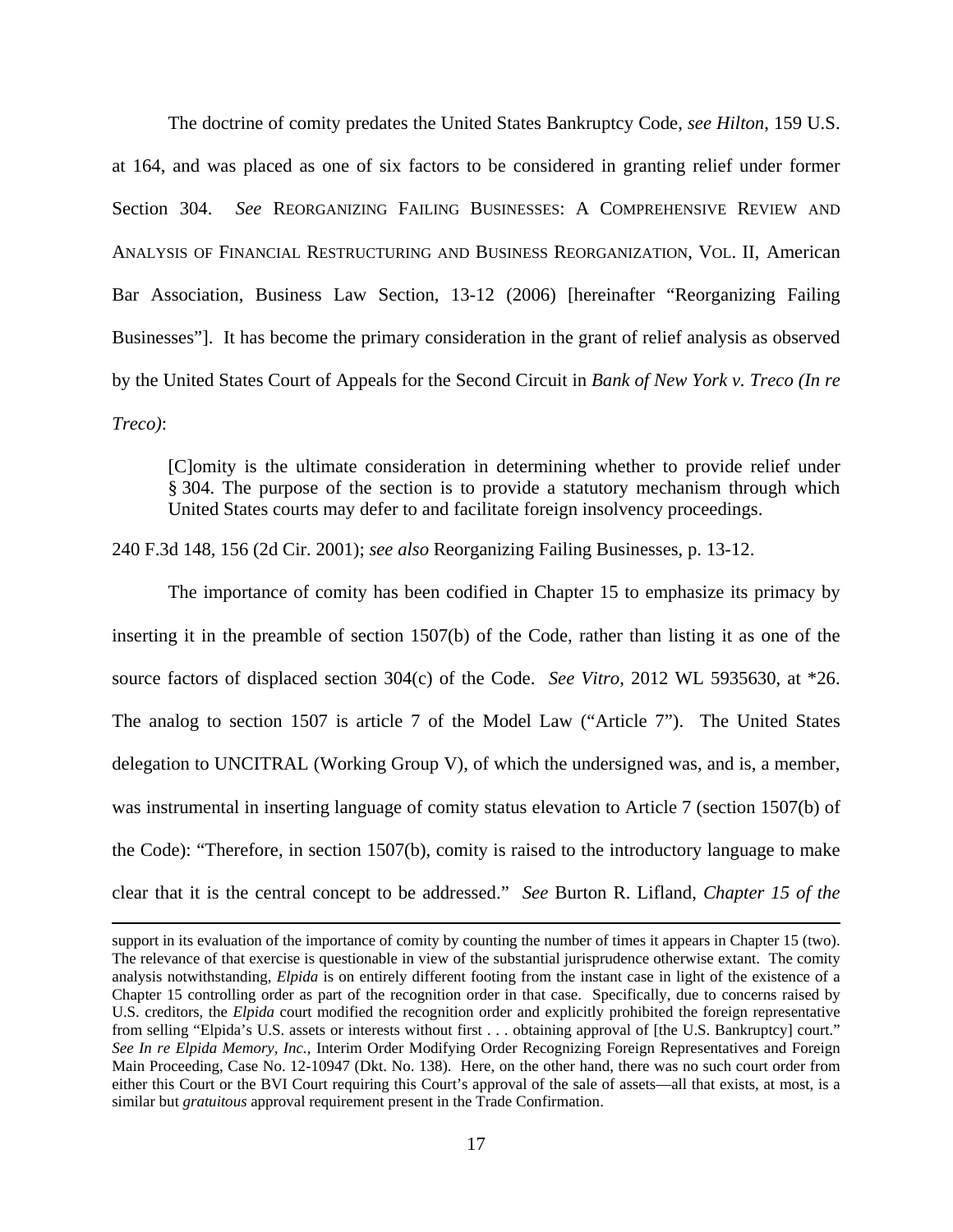The doctrine of comity predates the United States Bankruptcy Code, *see Hilton*, 159 U.S. at 164, and was placed as one of six factors to be considered in granting relief under former Section 304. *See* REORGANIZING FAILING BUSINESSES: A COMPREHENSIVE REVIEW AND ANALYSIS OF FINANCIAL RESTRUCTURING AND BUSINESS REORGANIZATION, VOL. II, American Bar Association, Business Law Section, 13-12 (2006) [hereinafter "Reorganizing Failing Businesses"]. It has become the primary consideration in the grant of relief analysis as observed by the United States Court of Appeals for the Second Circuit in *Bank of New York v. Treco (In re Treco)*:

> [C]omity is the ultimate consideration in determining whether to provide relief under § 304. The purpose of the section is to provide a statutory mechanism through which United States courts may defer to and facilitate foreign insolvency proceedings.

240 F.3d 148, 156 (2d Cir. 2001); *see also* Reorganizing Failing Businesses, p. 13-12.

The importance of comity has been codified in Chapter 15 to emphasize its primacy by inserting it in the preamble of section 1507(b) of the Code, rather than listing it as one of the source factors of displaced section 304(c) of the Code. *See Vitro*, 2012 WL 5935630, at *26. The analog to section 1507 is article 7 of the Model Law ("Article 7"). The United States delegation to UNCITRAL (Working Group V), of which the undersigned was, and is, a member, was instrumental in inserting language of comity status elevation to Article 7 (section 1507(b) of the Code): "Therefore, in section 1507(b), comity is raised to the introductory language to make clear that it is the central concept to be addressed." *See* Burton R. Lifland, *Chapter 15 of the*

---

support in its evaluation of the importance of comity by counting the number of times it appears in Chapter 15 (two). The relevance of that exercise is questionable in view of the substantial jurisprudence otherwise extant. The comity analysis notwithstanding, *Elpida* is on entirely different footing from the instant case in light of the existence of a Chapter 15 controlling order as part of the recognition order in that case. Specifically, due to concerns raised by U.S. creditors, the *Elpida* court modified the recognition order and explicitly prohibited the foreign representative from selling "Elpida's U.S. assets or interests without first . . . obtaining approval of [the U.S. Bankruptcy] court." *See In re Elpida Memory, Inc.*, Interim Order Modifying Order Recognizing Foreign Representatives and Foreign Main Proceeding, Case No. 12-10947 (Dkt. No. 138). Here, on the other hand, there was no such court order from either this Court or the BVI Court requiring this Court's approval of the sale of assets—all that exists, at most, is a similar but *gratuitous* approval requirement present in the Trade Confirmation.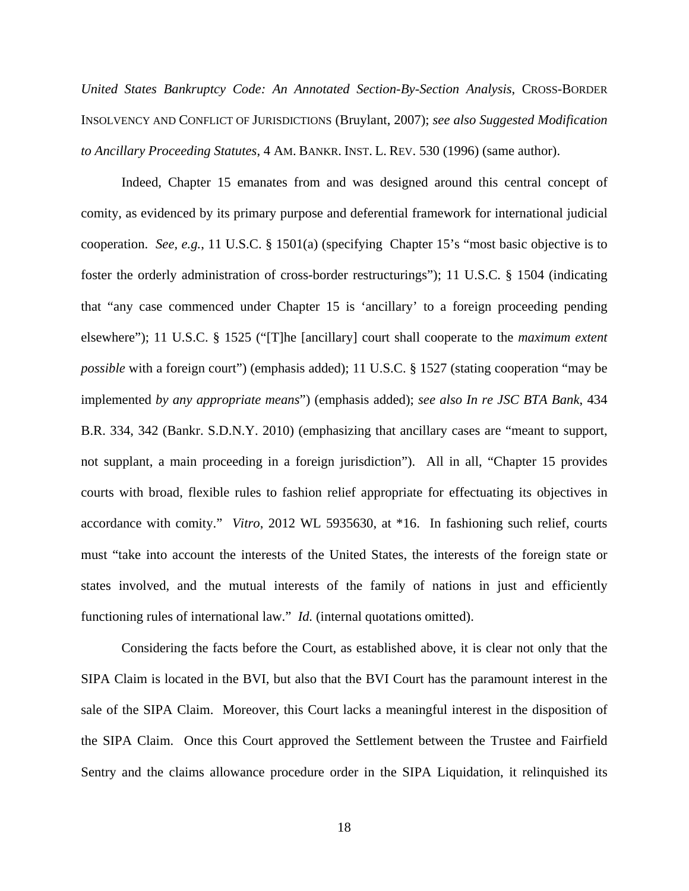*United States Bankruptcy Code: An Annotated Section-By-Section Analysis*, CROSS-BORDER INSOLVENCY AND CONFLICT OF JURISDICTIONS (Bruylant, 2007); *see also Suggested Modification to Ancillary Proceeding Statutes*, 4 AM. BANKR. INST. L. REV. 530 (1996) (same author).

Indeed, Chapter 15 emanates from and was designed around this central concept of comity, as evidenced by its primary purpose and deferential framework for international judicial cooperation. *See, e.g.*, 11 U.S.C. § 1501(a) (specifying Chapter 15's "most basic objective is to foster the orderly administration of cross-border restructurings"); 11 U.S.C. § 1504 (indicating that "any case commenced under Chapter 15 is 'ancillary' to a foreign proceeding pending elsewhere"); 11 U.S.C. § 1525 ("[T]he [ancillary] court shall cooperate to the *maximum extent possible* with a foreign court") (emphasis added); 11 U.S.C. § 1527 (stating cooperation "may be implemented *by any appropriate means*") (emphasis added); *see also In re JSC BTA Bank*, 434 B.R. 334, 342 (Bankr. S.D.N.Y. 2010) (emphasizing that ancillary cases are "meant to support, not supplant, a main proceeding in a foreign jurisdiction"). All in all, "Chapter 15 provides courts with broad, flexible rules to fashion relief appropriate for effectuating its objectives in accordance with comity." *Vitro*, 2012 WL 5935630, at *16. In fashioning such relief, courts must "take into account the interests of the United States, the interests of the foreign state or states involved, and the mutual interests of the family of nations in just and efficiently functioning rules of international law." *Id.* (internal quotations omitted).

Considering the facts before the Court, as established above, it is clear not only that the SIPA Claim is located in the BVI, but also that the BVI Court has the paramount interest in the sale of the SIPA Claim. Moreover, this Court lacks a meaningful interest in the disposition of the SIPA Claim. Once this Court approved the Settlement between the Trustee and Fairfield Sentry and the claims allowance procedure order in the SIPA Liquidation, it relinquished its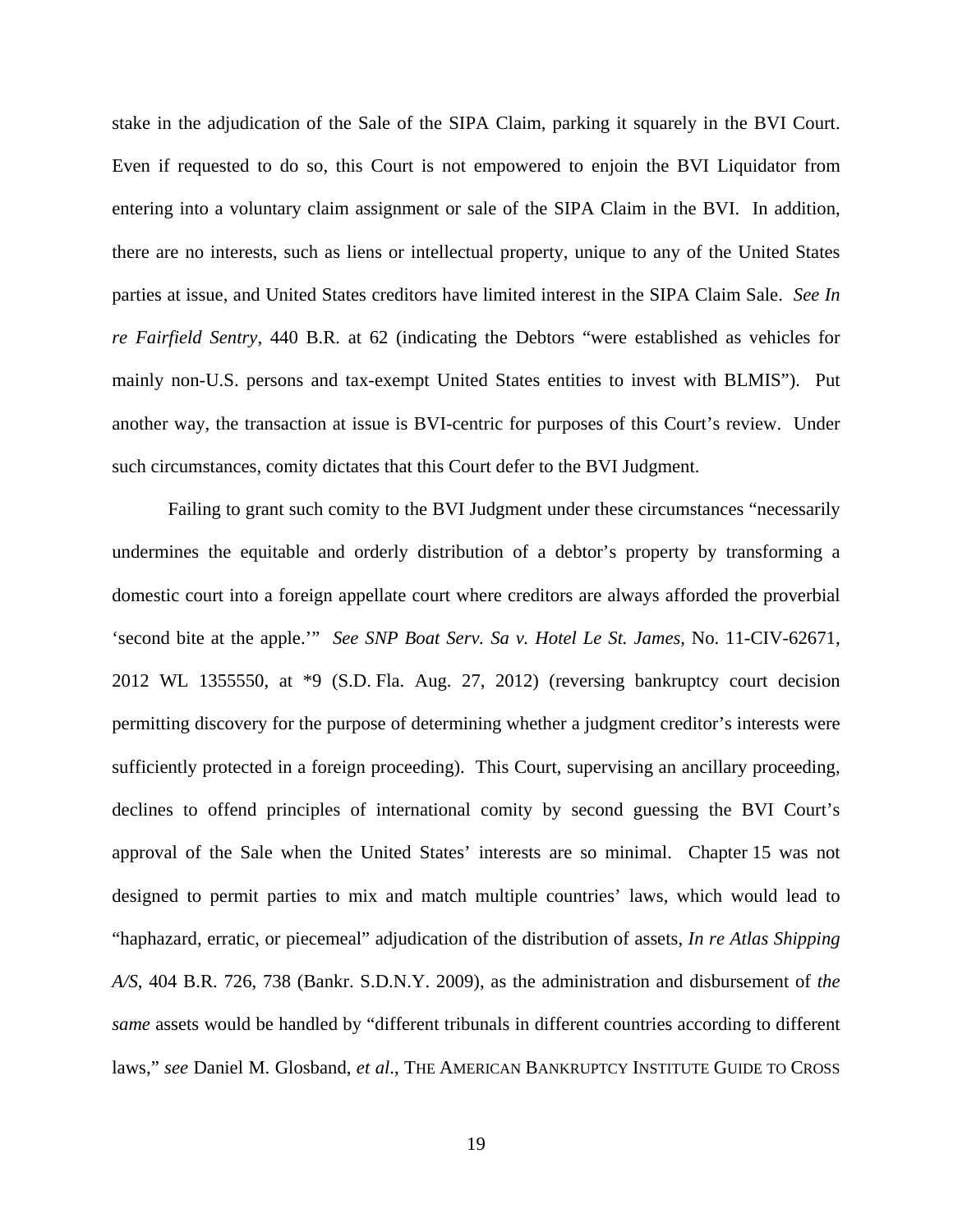stake in the adjudication of the Sale of the SIPA Claim, parking it squarely in the BVI Court. Even if requested to do so, this Court is not empowered to enjoin the BVI Liquidator from entering into a voluntary claim assignment or sale of the SIPA Claim in the BVI. In addition, there are no interests, such as liens or intellectual property, unique to any of the United States parties at issue, and United States creditors have limited interest in the SIPA Claim Sale. *See In re Fairfield Sentry*, 440 B.R. at 62 (indicating the Debtors "were established as vehicles for mainly non-U.S. persons and tax-exempt United States entities to invest with BLMIS"). Put another way, the transaction at issue is BVI-centric for purposes of this Court's review. Under such circumstances, comity dictates that this Court defer to the BVI Judgment.

Failing to grant such comity to the BVI Judgment under these circumstances "necessarily undermines the equitable and orderly distribution of a debtor's property by transforming a domestic court into a foreign appellate court where creditors are always afforded the proverbial 'second bite at the apple.'" *See SNP Boat Serv. Sa v. Hotel Le St. James*, No. 11-CIV-62671, 2012 WL 1355550, at *9 (S.D. Fla. Aug. 27, 2012) (reversing bankruptcy court decision permitting discovery for the purpose of determining whether a judgment creditor's interests were sufficiently protected in a foreign proceeding). This Court, supervising an ancillary proceeding, declines to offend principles of international comity by second guessing the BVI Court's approval of the Sale when the United States' interests are so minimal. Chapter 15 was not designed to permit parties to mix and match multiple countries' laws, which would lead to "haphazard, erratic, or piecemeal" adjudication of the distribution of assets, *In re Atlas Shipping A/S*, 404 B.R. 726, 738 (Bankr. S.D.N.Y. 2009), as the administration and disbursement of *the same* assets would be handled by "different tribunals in different countries according to different laws," *see* Daniel M. Glosband, *et al*., THE AMERICAN BANKRUPTCY INSTITUTE GUIDE TO CROSS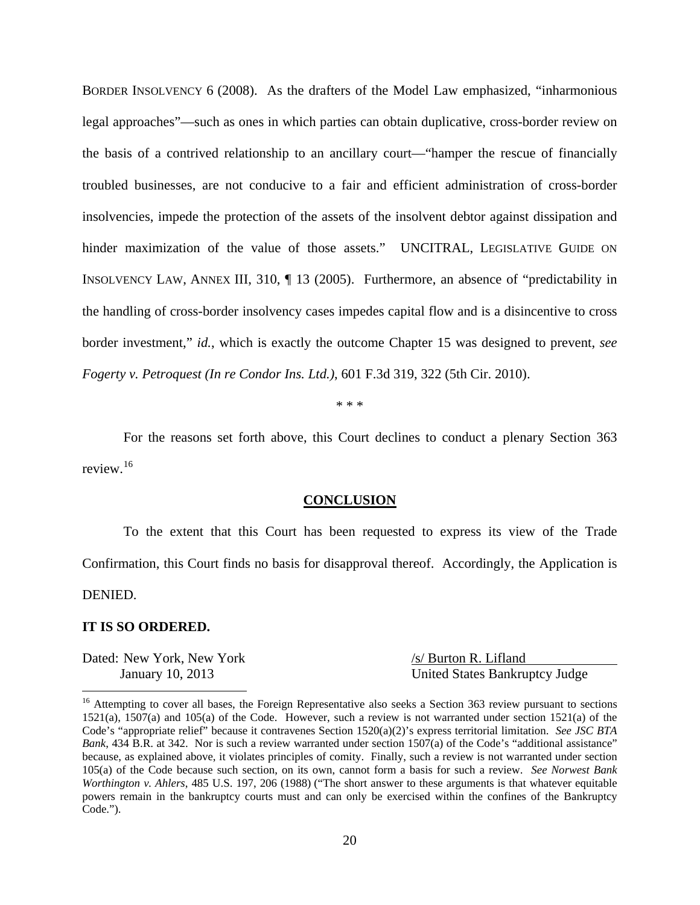BORDER INSOLVENCY 6 (2008). As the drafters of the Model Law emphasized, "inharmonious legal approaches"—such as ones in which parties can obtain duplicative, cross-border review on the basis of a contrived relationship to an ancillary court—"hamper the rescue of financially troubled businesses, are not conducive to a fair and efficient administration of cross-border insolvencies, impede the protection of the assets of the insolvent debtor against dissipation and hinder maximization of the value of those assets." UNCITRAL, LEGISLATIVE GUIDE ON INSOLVENCY LAW, ANNEX III, 310, ¶ 13 (2005). Furthermore, an absence of "predictability in the handling of cross-border insolvency cases impedes capital flow and is a disincentive to cross border investment," *id.*, which is exactly the outcome Chapter 15 was designed to prevent, *see Fogerty v. Petroquest (In re Condor Ins. Ltd.)*, 601 F.3d 319, 322 (5th Cir. 2010).

\* \* \*

For the reasons set forth above, this Court declines to conduct a plenary Section 363 review.[16]

## CONCLUSION

To the extent that this Court has been requested to express its view of the Trade Confirmation, this Court finds no basis for disapproval thereof. Accordingly, the Application is DENIED.

**IT IS SO ORDERED.**

Dated: New York, New York
January 10, 2013

/s/ Burton R. Lifland
United States Bankruptcy Judge

[16] Attempting to cover all bases, the Foreign Representative also seeks a Section 363 review pursuant to sections 1521(a), 1507(a) and 105(a) of the Code. However, such a review is not warranted under section 1521(a) of the Code's "appropriate relief" because it contravenes Section 1520(a)(2)'s express territorial limitation. *See JSC BTA Bank*, 434 B.R. at 342. Nor is such a review warranted under section 1507(a) of the Code's "additional assistance" because, as explained above, it violates principles of comity. Finally, such a review is not warranted under section 105(a) of the Code because such section, on its own, cannot form a basis for such a review. *See Norwest Bank Worthington v. Ahlers*, 485 U.S. 197, 206 (1988) ("The short answer to these arguments is that whatever equitable powers remain in the bankruptcy courts must and can only be exercised within the confines of the Bankruptcy Code.").